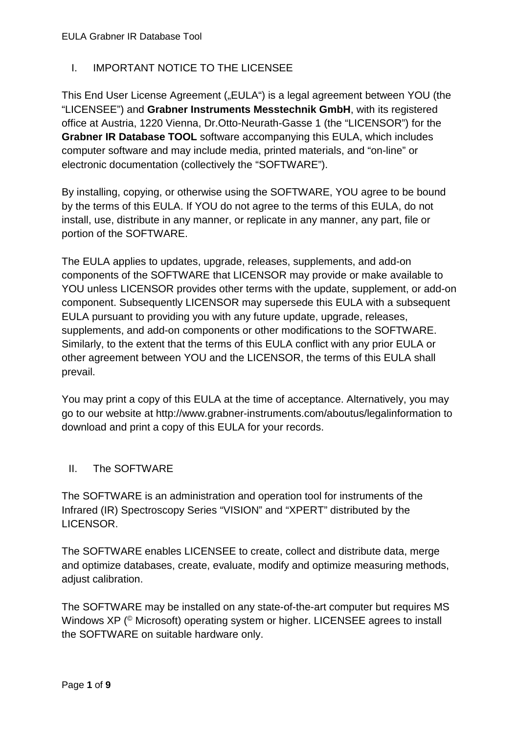## I. IMPORTANT NOTICE TO THE LICENSEE

This End User License Agreement („EULA“) is a legal agreement between YOU (the "LICENSEE") and **Grabner Instruments Messtechnik GmbH**, with its registered office at Austria, 1220 Vienna, Dr.Otto-Neurath-Gasse 1 (the "LICENSOR") for the **Grabner IR Database TOOL** software accompanying this EULA, which includes computer software and may include media, printed materials, and "on-line" or electronic documentation (collectively the "SOFTWARE").

By installing, copying, or otherwise using the SOFTWARE, YOU agree to be bound by the terms of this EULA. If YOU do not agree to the terms of this EULA, do not install, use, distribute in any manner, or replicate in any manner, any part, file or portion of the SOFTWARE.

The EULA applies to updates, upgrade, releases, supplements, and add-on components of the SOFTWARE that LICENSOR may provide or make available to YOU unless LICENSOR provides other terms with the update, supplement, or add-on component. Subsequently LICENSOR may supersede this EULA with a subsequent EULA pursuant to providing you with any future update, upgrade, releases, supplements, and add-on components or other modifications to the SOFTWARE. Similarly, to the extent that the terms of this EULA conflict with any prior EULA or other agreement between YOU and the LICENSOR, the terms of this EULA shall prevail.

You may print a copy of this EULA at the time of acceptance. Alternatively, you may go to our website at http://www.grabner-instruments.com/aboutus/legalinformation to download and print a copy of this EULA for your records.

## II. The SOFTWARE

The SOFTWARE is an administration and operation tool for instruments of the Infrared (IR) Spectroscopy Series "VISION" and "XPERT" distributed by the LICENSOR.

The SOFTWARE enables LICENSEE to create, collect and distribute data, merge and optimize databases, create, evaluate, modify and optimize measuring methods, adjust calibration.

The SOFTWARE may be installed on any state-of-the-art computer but requires MS Windows XP (© Microsoft) operating system or higher. LICENSEE agrees to install the SOFTWARE on suitable hardware only.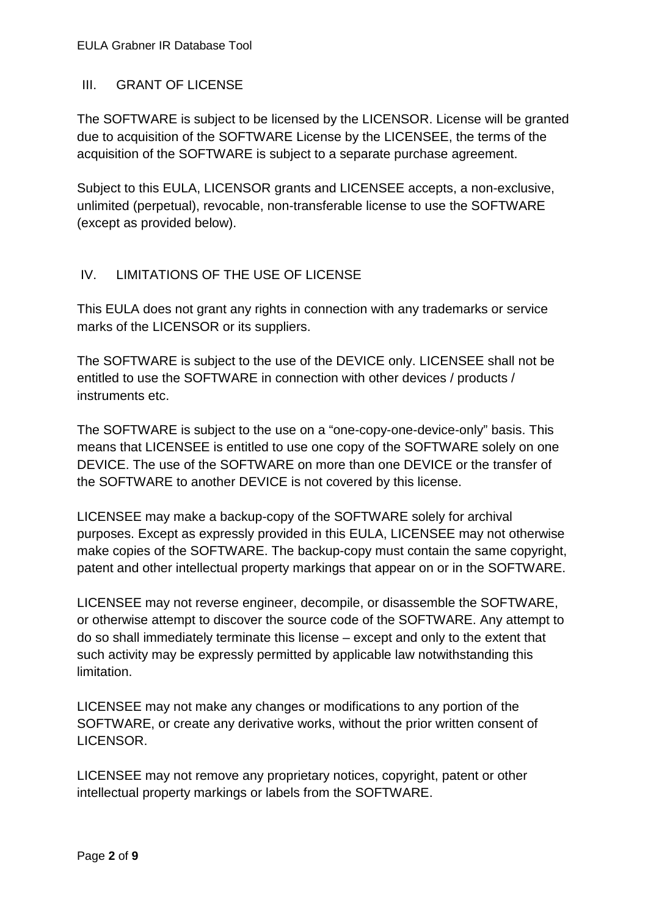## III. GRANT OF LICENSE

The SOFTWARE is subject to be licensed by the LICENSOR. License will be granted due to acquisition of the SOFTWARE License by the LICENSEE, the terms of the acquisition of the SOFTWARE is subject to a separate purchase agreement.

Subject to this EULA, LICENSOR grants and LICENSEE accepts, a non-exclusive, unlimited (perpetual), revocable, non-transferable license to use the SOFTWARE (except as provided below).

## IV. LIMITATIONS OF THE USE OF LICENSE

This EULA does not grant any rights in connection with any trademarks or service marks of the LICENSOR or its suppliers.

The SOFTWARE is subject to the use of the DEVICE only. LICENSEE shall not be entitled to use the SOFTWARE in connection with other devices / products / instruments etc.

The SOFTWARE is subject to the use on a “one-copy-one-device-only” basis. This means that LICENSEE is entitled to use one copy of the SOFTWARE solely on one DEVICE. The use of the SOFTWARE on more than one DEVICE or the transfer of the SOFTWARE to another DEVICE is not covered by this license.

LICENSEE may make a backup-copy of the SOFTWARE solely for archival purposes. Except as expressly provided in this EULA, LICENSEE may not otherwise make copies of the SOFTWARE. The backup-copy must contain the same copyright, patent and other intellectual property markings that appear on or in the SOFTWARE.

LICENSEE may not reverse engineer, decompile, or disassemble the SOFTWARE, or otherwise attempt to discover the source code of the SOFTWARE. Any attempt to do so shall immediately terminate this license – except and only to the extent that such activity may be expressly permitted by applicable law notwithstanding this limitation.

LICENSEE may not make any changes or modifications to any portion of the SOFTWARE, or create any derivative works, without the prior written consent of LICENSOR.

LICENSEE may not remove any proprietary notices, copyright, patent or other intellectual property markings or labels from the SOFTWARE.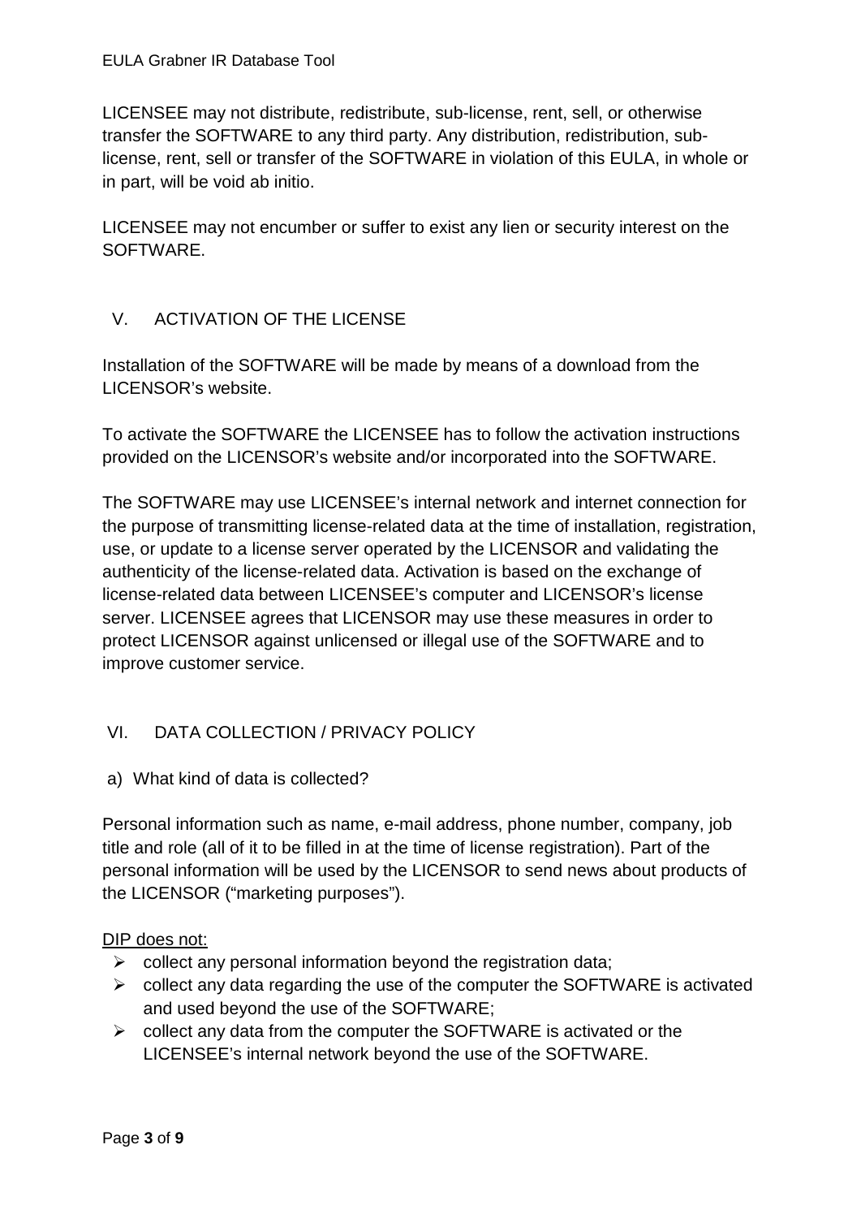LICENSEE may not distribute, redistribute, sub-license, rent, sell, or otherwise transfer the SOFTWARE to any third party. Any distribution, redistribution, sub-license, rent, sell or transfer of the SOFTWARE in violation of this EULA, in whole or in part, will be void ab initio.

LICENSEE may not encumber or suffer to exist any lien or security interest on the SOFTWARE.

## V. ACTIVATION OF THE LICENSE

Installation of the SOFTWARE will be made by means of a download from the LICENSOR's website.

To activate the SOFTWARE the LICENSEE has to follow the activation instructions provided on the LICENSOR's website and/or incorporated into the SOFTWARE.

The SOFTWARE may use LICENSEE's internal network and internet connection for the purpose of transmitting license-related data at the time of installation, registration, use, or update to a license server operated by the LICENSOR and validating the authenticity of the license-related data. Activation is based on the exchange of license-related data between LICENSEE's computer and LICENSOR's license server. LICENSEE agrees that LICENSOR may use these measures in order to protect LICENSOR against unlicensed or illegal use of the SOFTWARE and to improve customer service.

## VI. DATA COLLECTION / PRIVACY POLICY

### a) What kind of data is collected?

Personal information such as name, e-mail address, phone number, company, job title and role (all of it to be filled in at the time of license registration). Part of the personal information will be used by the LICENSOR to send news about products of the LICENSOR ("marketing purposes").

<u>DIP does not:</u>

- collect any personal information beyond the registration data;
- collect any data regarding the use of the computer the SOFTWARE is activated and used beyond the use of the SOFTWARE;
- collect any data from the computer the SOFTWARE is activated or the LICENSEE's internal network beyond the use of the SOFTWARE.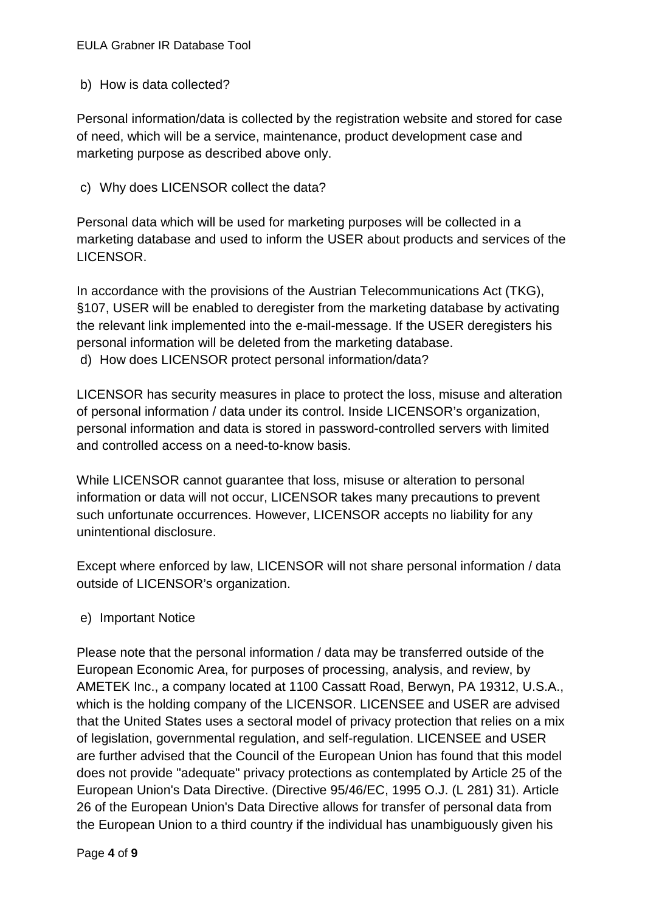b) How is data collected?

Personal information/data is collected by the registration website and stored for case of need, which will be a service, maintenance, product development case and marketing purpose as described above only.

c) Why does LICENSOR collect the data?

Personal data which will be used for marketing purposes will be collected in a marketing database and used to inform the USER about products and services of the LICENSOR.

In accordance with the provisions of the Austrian Telecommunications Act (TKG), §107, USER will be enabled to deregister from the marketing database by activating the relevant link implemented into the e-mail-message. If the USER deregisters his personal information will be deleted from the marketing database.

d) How does LICENSOR protect personal information/data?

LICENSOR has security measures in place to protect the loss, misuse and alteration of personal information / data under its control. Inside LICENSOR's organization, personal information and data is stored in password-controlled servers with limited and controlled access on a need-to-know basis.

While LICENSOR cannot guarantee that loss, misuse or alteration to personal information or data will not occur, LICENSOR takes many precautions to prevent such unfortunate occurrences. However, LICENSOR accepts no liability for any unintentional disclosure.

Except where enforced by law, LICENSOR will not share personal information / data outside of LICENSOR's organization.

e) Important Notice

Please note that the personal information / data may be transferred outside of the European Economic Area, for purposes of processing, analysis, and review, by AMETEK Inc., a company located at 1100 Cassatt Road, Berwyn, PA 19312, U.S.A., which is the holding company of the LICENSOR. LICENSEE and USER are advised that the United States uses a sectoral model of privacy protection that relies on a mix of legislation, governmental regulation, and self-regulation. LICENSEE and USER are further advised that the Council of the European Union has found that this model does not provide "adequate" privacy protections as contemplated by Article 25 of the European Union's Data Directive. (Directive 95/46/EC, 1995 O.J. (L 281) 31). Article 26 of the European Union's Data Directive allows for transfer of personal data from the European Union to a third country if the individual has unambiguously given his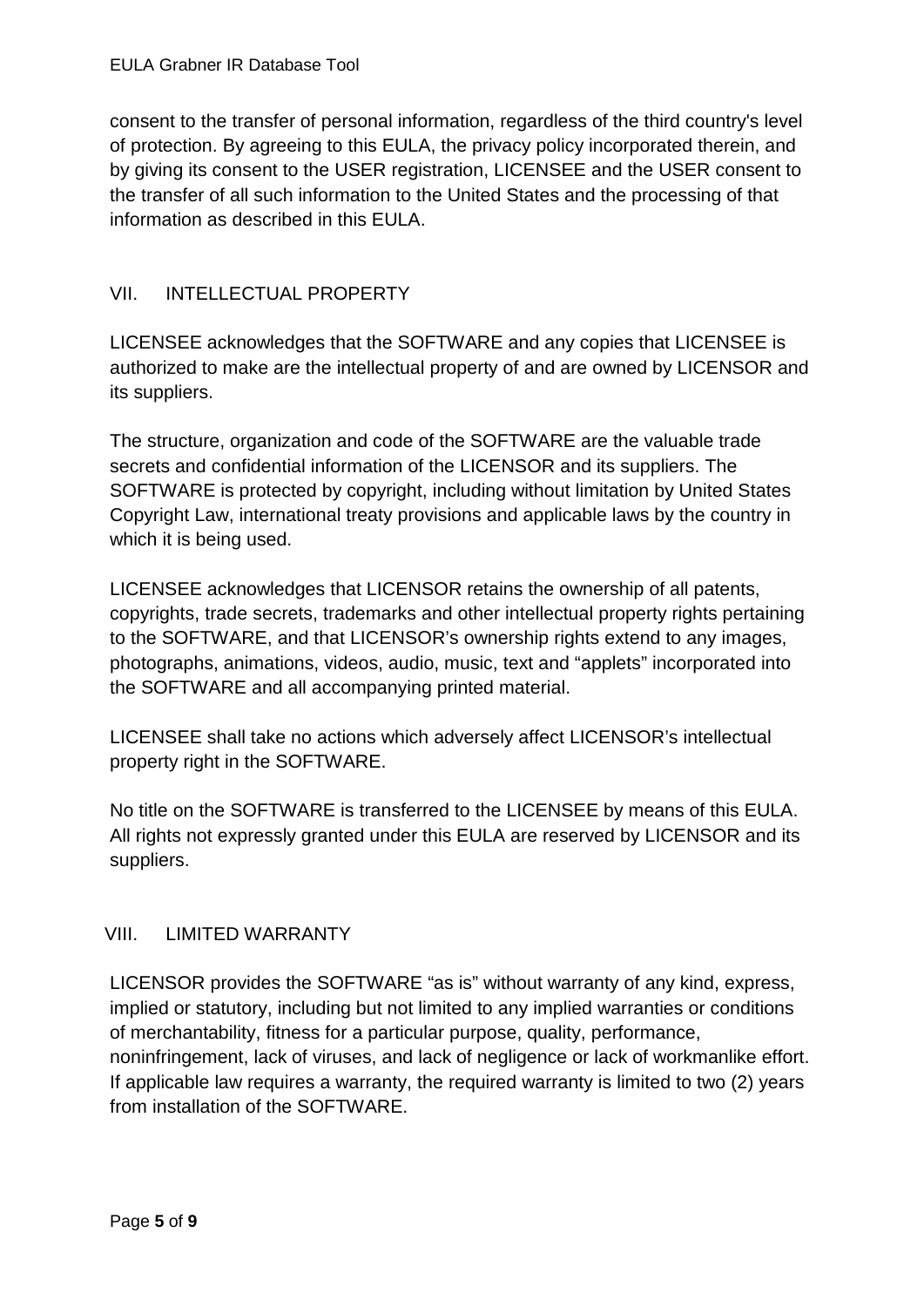consent to the transfer of personal information, regardless of the third country's level of protection. By agreeing to this EULA, the privacy policy incorporated therein, and by giving its consent to the USER registration, LICENSEE and the USER consent to the transfer of all such information to the United States and the processing of that information as described in this EULA.

## VII. INTELLECTUAL PROPERTY

LICENSEE acknowledges that the SOFTWARE and any copies that LICENSEE is authorized to make are the intellectual property of and are owned by LICENSOR and its suppliers.

The structure, organization and code of the SOFTWARE are the valuable trade secrets and confidential information of the LICENSOR and its suppliers. The SOFTWARE is protected by copyright, including without limitation by United States Copyright Law, international treaty provisions and applicable laws by the country in which it is being used.

LICENSEE acknowledges that LICENSOR retains the ownership of all patents, copyrights, trade secrets, trademarks and other intellectual property rights pertaining to the SOFTWARE, and that LICENSOR's ownership rights extend to any images, photographs, animations, videos, audio, music, text and "applets" incorporated into the SOFTWARE and all accompanying printed material.

LICENSEE shall take no actions which adversely affect LICENSOR's intellectual property right in the SOFTWARE.

No title on the SOFTWARE is transferred to the LICENSEE by means of this EULA. All rights not expressly granted under this EULA are reserved by LICENSOR and its suppliers.

## VIII. LIMITED WARRANTY

LICENSOR provides the SOFTWARE "as is" without warranty of any kind, express, implied or statutory, including but not limited to any implied warranties or conditions of merchantability, fitness for a particular purpose, quality, performance, noninfringement, lack of viruses, and lack of negligence or lack of workmanlike effort. If applicable law requires a warranty, the required warranty is limited to two (2) years from installation of the SOFTWARE.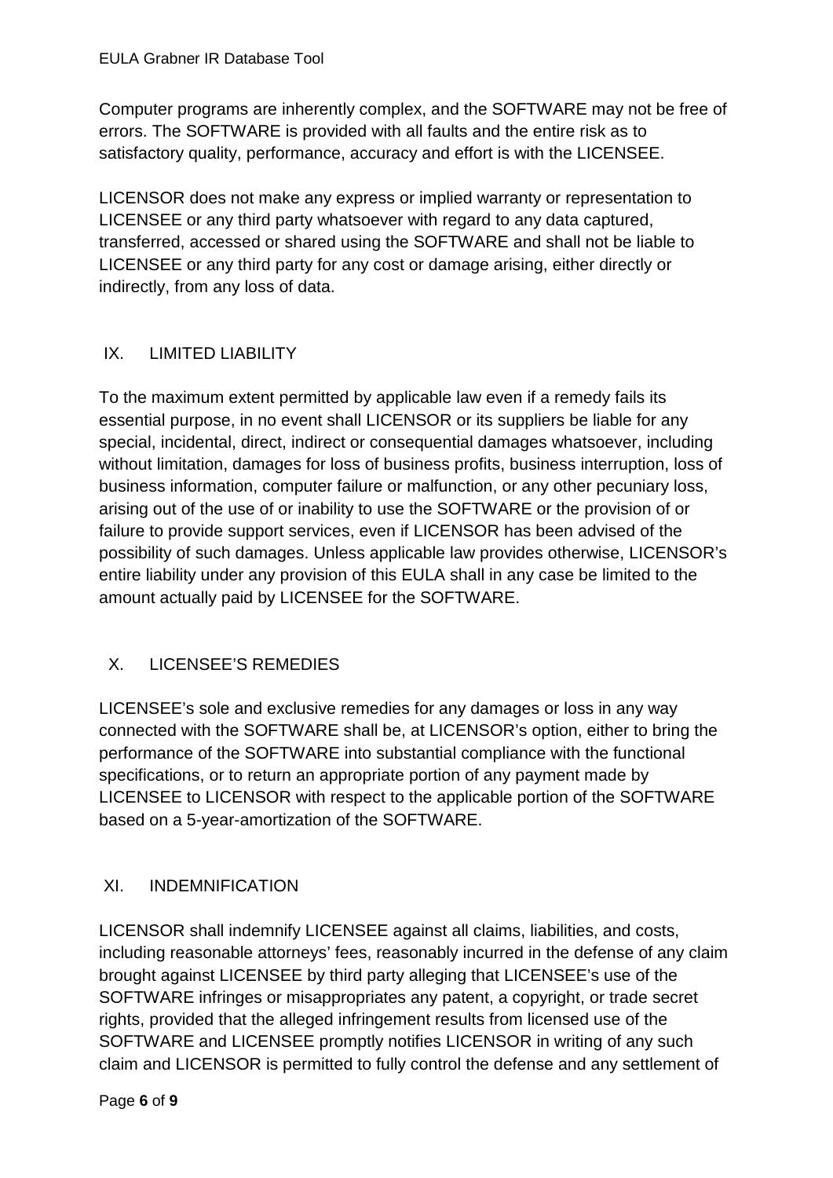Computer programs are inherently complex, and the SOFTWARE may not be free of errors. The SOFTWARE is provided with all faults and the entire risk as to satisfactory quality, performance, accuracy and effort is with the LICENSEE.

LICENSOR does not make any express or implied warranty or representation to LICENSEE or any third party whatsoever with regard to any data captured, transferred, accessed or shared using the SOFTWARE and shall not be liable to LICENSEE or any third party for any cost or damage arising, either directly or indirectly, from any loss of data.

## IX. LIMITED LIABILITY

To the maximum extent permitted by applicable law even if a remedy fails its essential purpose, in no event shall LICENSOR or its suppliers be liable for any special, incidental, direct, indirect or consequential damages whatsoever, including without limitation, damages for loss of business profits, business interruption, loss of business information, computer failure or malfunction, or any other pecuniary loss, arising out of the use of or inability to use the SOFTWARE or the provision of or failure to provide support services, even if LICENSOR has been advised of the possibility of such damages. Unless applicable law provides otherwise, LICENSOR's entire liability under any provision of this EULA shall in any case be limited to the amount actually paid by LICENSEE for the SOFTWARE.

## X. LICENSEE'S REMEDIES

LICENSEE's sole and exclusive remedies for any damages or loss in any way connected with the SOFTWARE shall be, at LICENSOR's option, either to bring the performance of the SOFTWARE into substantial compliance with the functional specifications, or to return an appropriate portion of any payment made by LICENSEE to LICENSOR with respect to the applicable portion of the SOFTWARE based on a 5-year-amortization of the SOFTWARE.

## XI. INDEMNIFICATION

LICENSOR shall indemnify LICENSEE against all claims, liabilities, and costs, including reasonable attorneys' fees, reasonably incurred in the defense of any claim brought against LICENSEE by third party alleging that LICENSEE's use of the SOFTWARE infringes or misappropriates any patent, a copyright, or trade secret rights, provided that the alleged infringement results from licensed use of the SOFTWARE and LICENSEE promptly notifies LICENSOR in writing of any such claim and LICENSOR is permitted to fully control the defense and any settlement of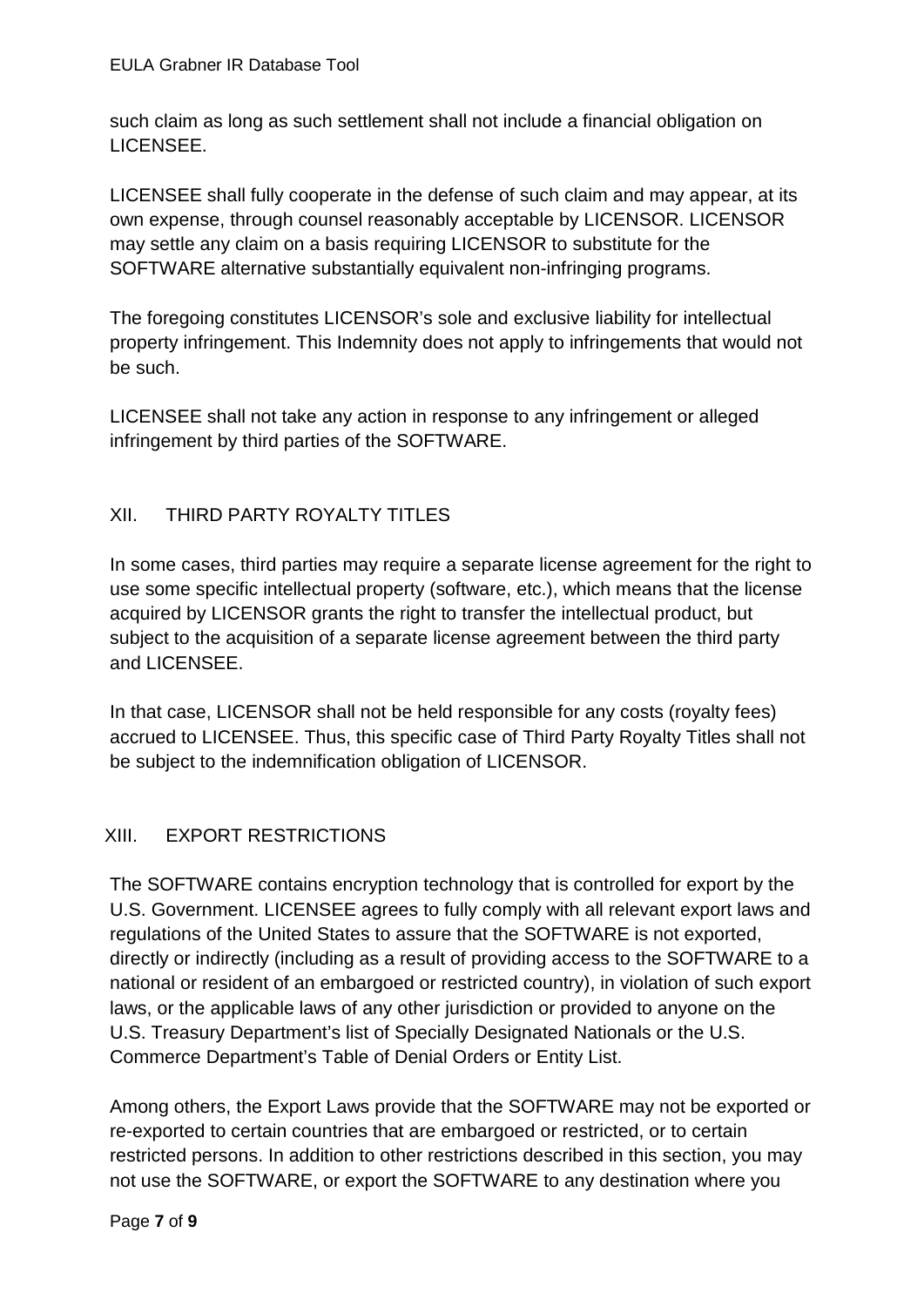such claim as long as such settlement shall not include a financial obligation on LICENSEE.

LICENSEE shall fully cooperate in the defense of such claim and may appear, at its own expense, through counsel reasonably acceptable by LICENSOR. LICENSOR may settle any claim on a basis requiring LICENSOR to substitute for the SOFTWARE alternative substantially equivalent non-infringing programs.

The foregoing constitutes LICENSOR's sole and exclusive liability for intellectual property infringement. This Indemnity does not apply to infringements that would not be such.

LICENSEE shall not take any action in response to any infringement or alleged infringement by third parties of the SOFTWARE.

## XII. THIRD PARTY ROYALTY TITLES

In some cases, third parties may require a separate license agreement for the right to use some specific intellectual property (software, etc.), which means that the license acquired by LICENSOR grants the right to transfer the intellectual product, but subject to the acquisition of a separate license agreement between the third party and LICENSEE.

In that case, LICENSOR shall not be held responsible for any costs (royalty fees) accrued to LICENSEE. Thus, this specific case of Third Party Royalty Titles shall not be subject to the indemnification obligation of LICENSOR.

## XIII. EXPORT RESTRICTIONS

The SOFTWARE contains encryption technology that is controlled for export by the U.S. Government. LICENSEE agrees to fully comply with all relevant export laws and regulations of the United States to assure that the SOFTWARE is not exported, directly or indirectly (including as a result of providing access to the SOFTWARE to a national or resident of an embargoed or restricted country), in violation of such export laws, or the applicable laws of any other jurisdiction or provided to anyone on the U.S. Treasury Department's list of Specially Designated Nationals or the U.S. Commerce Department's Table of Denial Orders or Entity List.

Among others, the Export Laws provide that the SOFTWARE may not be exported or re-exported to certain countries that are embargoed or restricted, or to certain restricted persons. In addition to other restrictions described in this section, you may not use the SOFTWARE, or export the SOFTWARE to any destination where you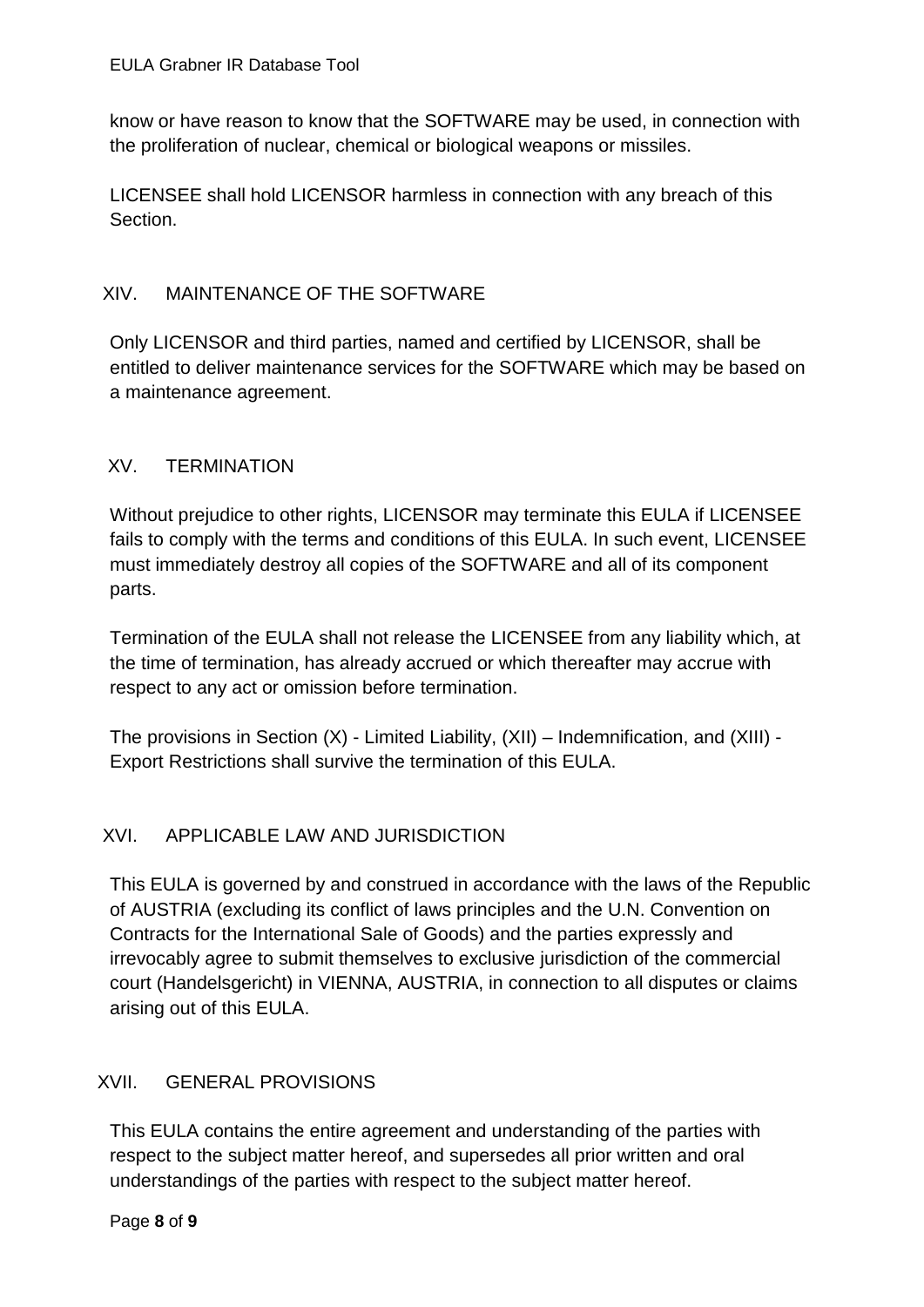know or have reason to know that the SOFTWARE may be used, in connection with the proliferation of nuclear, chemical or biological weapons or missiles.

LICENSEE shall hold LICENSOR harmless in connection with any breach of this Section.

## XIV. MAINTENANCE OF THE SOFTWARE

Only LICENSOR and third parties, named and certified by LICENSOR, shall be entitled to deliver maintenance services for the SOFTWARE which may be based on a maintenance agreement.

## XV. TERMINATION

Without prejudice to other rights, LICENSOR may terminate this EULA if LICENSEE fails to comply with the terms and conditions of this EULA. In such event, LICENSEE must immediately destroy all copies of the SOFTWARE and all of its component parts.

Termination of the EULA shall not release the LICENSEE from any liability which, at the time of termination, has already accrued or which thereafter may accrue with respect to any act or omission before termination.

The provisions in Section (X) - Limited Liability, (XII) – Indemnification, and (XIII) - Export Restrictions shall survive the termination of this EULA.

## XVI. APPLICABLE LAW AND JURISDICTION

This EULA is governed by and construed in accordance with the laws of the Republic of AUSTRIA (excluding its conflict of laws principles and the U.N. Convention on Contracts for the International Sale of Goods) and the parties expressly and irrevocably agree to submit themselves to exclusive jurisdiction of the commercial court (Handelsgericht) in VIENNA, AUSTRIA, in connection to all disputes or claims arising out of this EULA.

## XVII. GENERAL PROVISIONS

This EULA contains the entire agreement and understanding of the parties with respect to the subject matter hereof, and supersedes all prior written and oral understandings of the parties with respect to the subject matter hereof.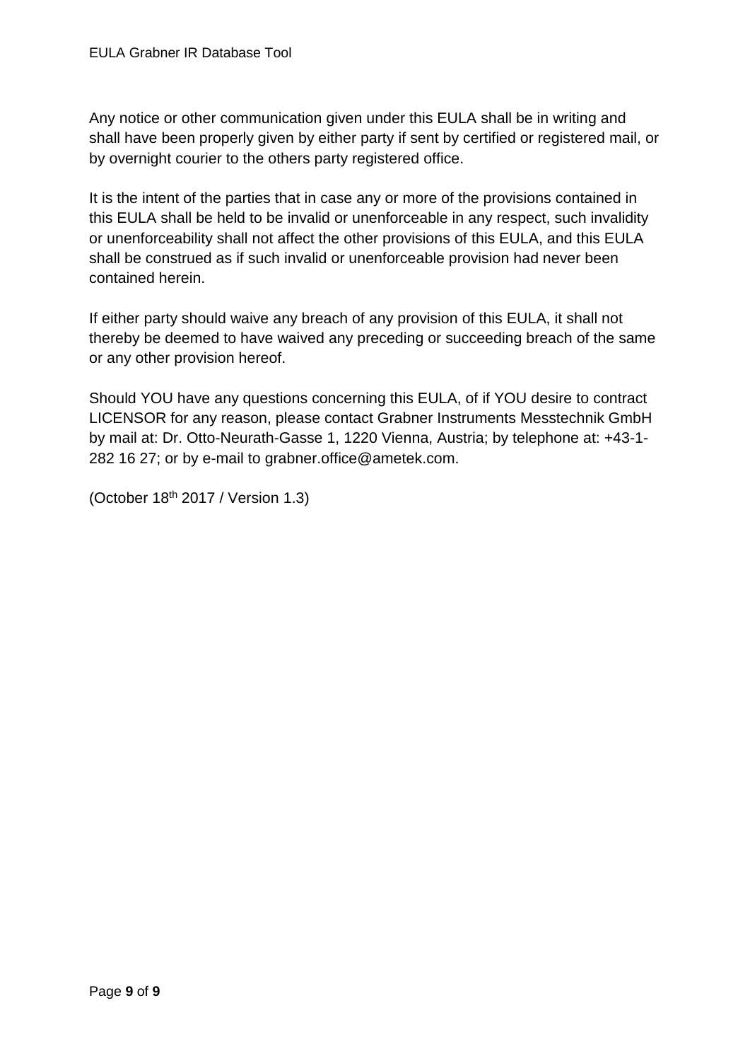Any notice or other communication given under this EULA shall be in writing and shall have been properly given by either party if sent by certified or registered mail, or by overnight courier to the others party registered office.

It is the intent of the parties that in case any or more of the provisions contained in this EULA shall be held to be invalid or unenforceable in any respect, such invalidity or unenforceability shall not affect the other provisions of this EULA, and this EULA shall be construed as if such invalid or unenforceable provision had never been contained herein.

If either party should waive any breach of any provision of this EULA, it shall not thereby be deemed to have waived any preceding or succeeding breach of the same or any other provision hereof.

Should YOU have any questions concerning this EULA, of if YOU desire to contract LICENSOR for any reason, please contact Grabner Instruments Messtechnik GmbH by mail at: Dr. Otto-Neurath-Gasse 1, 1220 Vienna, Austria; by telephone at: +43-1-282 16 27; or by e-mail to grabner.office@ametek.com.

(October 18th 2017 / Version 1.3)